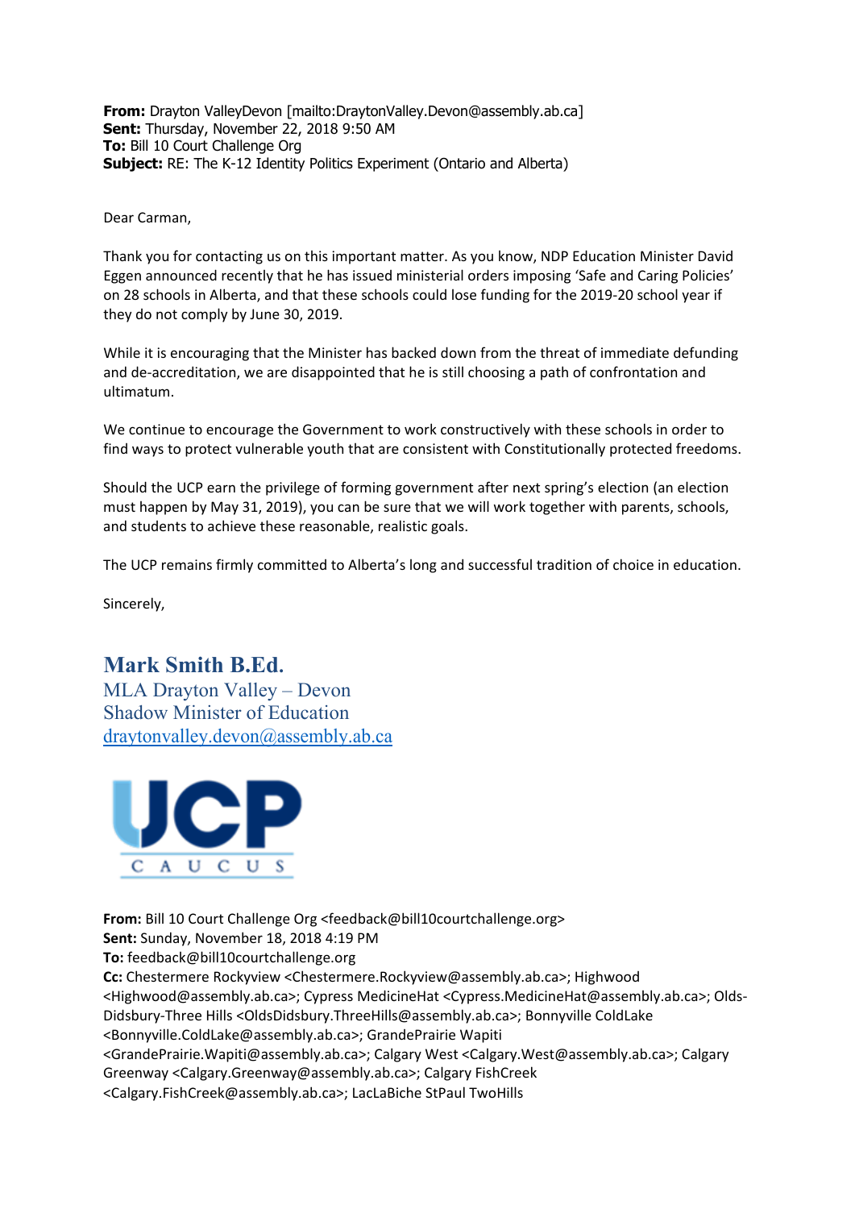**From:** Drayton ValleyDevon [mailto:DraytonValley.Devon@assembly.ab.ca]
**Sent:** Thursday, November 22, 2018 9:50 AM
**To:** Bill 10 Court Challenge Org
**Subject:** RE: The K-12 Identity Politics Experiment (Ontario and Alberta)

Dear Carman,

Thank you for contacting us on this important matter. As you know, NDP Education Minister David Eggen announced recently that he has issued ministerial orders imposing 'Safe and Caring Policies' on 28 schools in Alberta, and that these schools could lose funding for the 2019-20 school year if they do not comply by June 30, 2019.

While it is encouraging that the Minister has backed down from the threat of immediate defunding and de-accreditation, we are disappointed that he is still choosing a path of confrontation and ultimatum.

We continue to encourage the Government to work constructively with these schools in order to find ways to protect vulnerable youth that are consistent with Constitutionally protected freedoms.

Should the UCP earn the privilege of forming government after next spring's election (an election must happen by May 31, 2019), you can be sure that we will work together with parents, schools, and students to achieve these reasonable, realistic goals.

The UCP remains firmly committed to Alberta's long and successful tradition of choice in education.

Sincerely,

**Mark Smith B.Ed.**
MLA Drayton Valley – Devon
Shadow Minister of Education
draytonvalley.devon@assembly.ab.ca

UCP
CAUCUS

**From:** Bill 10 Court Challenge Org <feedback@bill10courtchallenge.org>
**Sent:** Sunday, November 18, 2018 4:19 PM
**To:** feedback@bill10courtchallenge.org
**Cc:** Chestermere Rockyview <Chestermere.Rockyview@assembly.ab.ca>; Highwood <Highwood@assembly.ab.ca>; Cypress MedicineHat <Cypress.MedicineHat@assembly.ab.ca>; Olds-Didsbury-Three Hills <OldsDidsbury.ThreeHills@assembly.ab.ca>; Bonnyville ColdLake <Bonnyville.ColdLake@assembly.ab.ca>; GrandePrairie Wapiti <GrandePrairie.Wapiti@assembly.ab.ca>; Calgary West <Calgary.West@assembly.ab.ca>; Calgary Greenway <Calgary.Greenway@assembly.ab.ca>; Calgary FishCreek <Calgary.FishCreek@assembly.ab.ca>; LacLaBiche StPaul TwoHills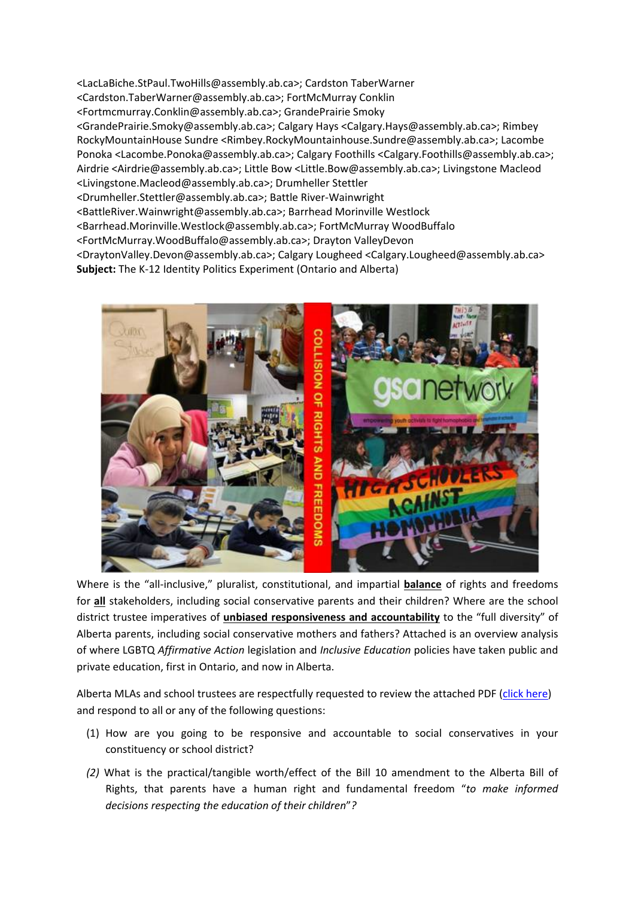<LacLaBiche.StPaul.TwoHills@assembly.ab.ca>; Cardston TaberWarner <Cardston.TaberWarner@assembly.ab.ca>; FortMcMurray Conklin <Fortmcmurray.Conklin@assembly.ab.ca>; GrandePrairie Smoky <GrandePrairie.Smoky@assembly.ab.ca>; Calgary Hays <Calgary.Hays@assembly.ab.ca>; Rimbey RockyMountainHouse Sundre <Rimbey.RockyMountainhouse.Sundre@assembly.ab.ca>; Lacombe Ponoka <Lacombe.Ponoka@assembly.ab.ca>; Calgary Foothills <Calgary.Foothills@assembly.ab.ca>; Airdrie <Airdrie@assembly.ab.ca>; Little Bow <Little.Bow@assembly.ab.ca>; Livingstone Macleod <Livingstone.Macleod@assembly.ab.ca>; Drumheller Stettler <Drumheller.Stettler@assembly.ab.ca>; Battle River-Wainwright <BattleRiver.Wainwright@assembly.ab.ca>; Barrhead Morinville Westlock <Barrhead.Morinville.Westlock@assembly.ab.ca>; FortMcMurray WoodBuffalo <FortMcMurray.WoodBuffalo@assembly.ab.ca>; Drayton ValleyDevon <DraytonValley.Devon@assembly.ab.ca>; Calgary Lougheed <Calgary.Lougheed@assembly.ab.ca>
**Subject:** The K-12 Identity Politics Experiment (Ontario and Alberta)

Where is the "all-inclusive," pluralist, constitutional, and impartial **balance** of rights and freedoms for **all** stakeholders, including social conservative parents and their children? Where are the school district trustee imperatives of **unbiased responsiveness and accountability** to the "full diversity" of Alberta parents, including social conservative mothers and fathers? Attached is an overview analysis of where LGBTQ *Affirmative Action* legislation and *Inclusive Education* policies have taken public and private education, first in Ontario, and now in Alberta.

Alberta MLAs and school trustees are respectfully requested to review the attached PDF (click here) and respond to all or any of the following questions:

(1) How are you going to be responsive and accountable to social conservatives in your constituency or school district?

*(2)* What is the practical/tangible worth/effect of the Bill 10 amendment to the Alberta Bill of Rights, that parents have a human right and fundamental freedom "*to make informed decisions respecting the education of their children*"*?*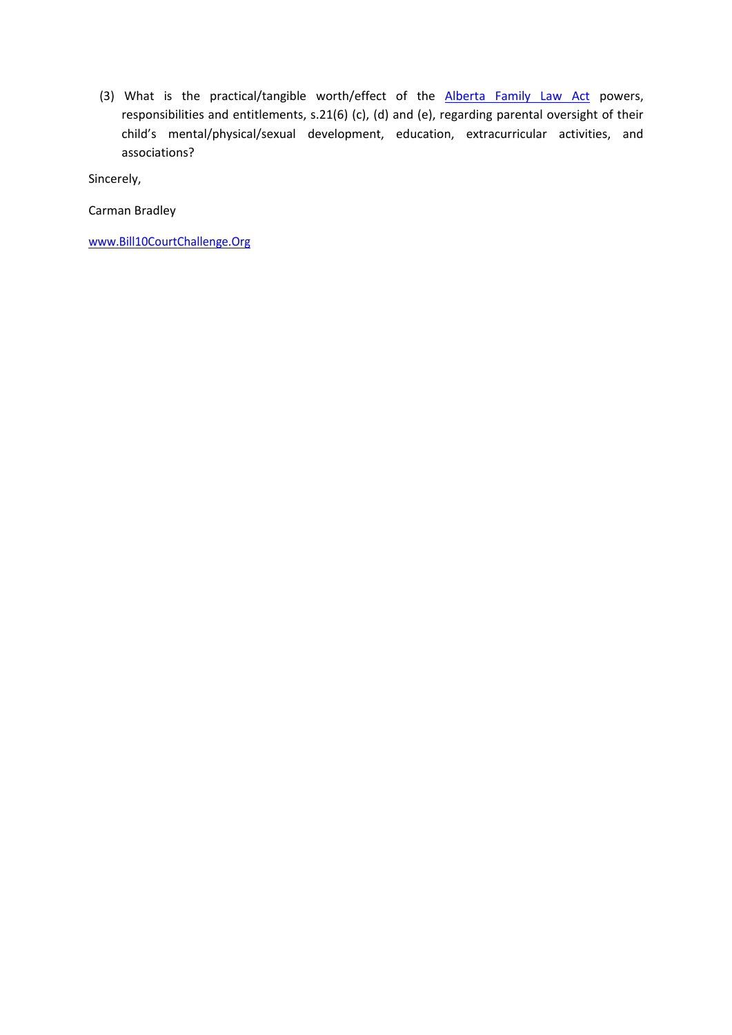(3) What is the practical/tangible worth/effect of the [Alberta Family Law Act](#) powers, responsibilities and entitlements, s.21(6) (c), (d) and (e), regarding parental oversight of their child's mental/physical/sexual development, education, extracurricular activities, and associations?

Sincerely,

Carman Bradley

[www.Bill10CourtChallenge.Org](http://www.Bill10CourtChallenge.Org)